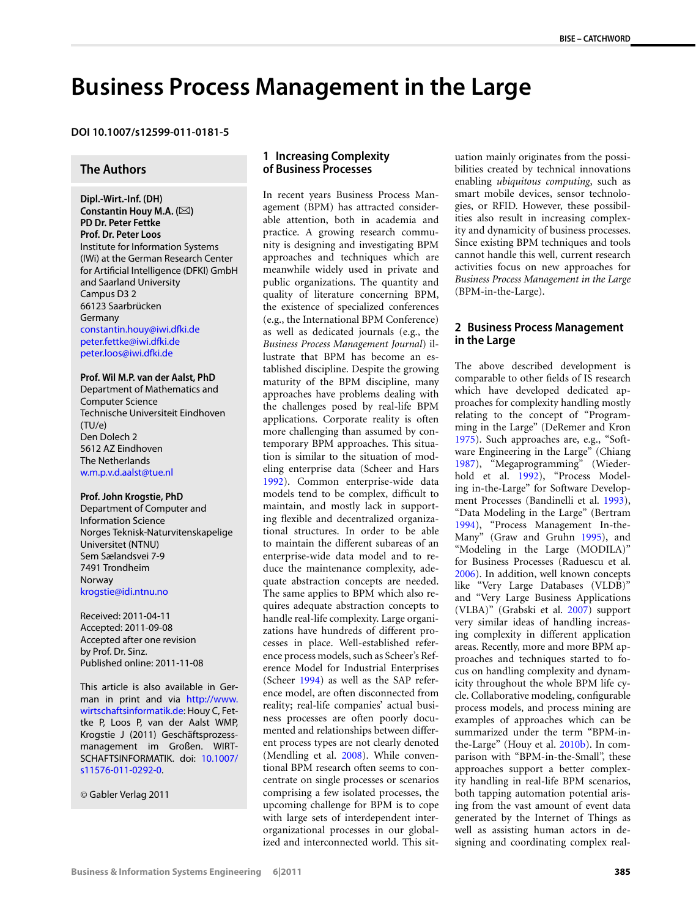# Business Process Management in the Large

**DOI 10.1007/s12599-011-0181-5**

## The Authors

**Dipl.-Wirt.-Inf. (DH)**
**Constantin Houy M.A.** (✉)
**PD Dr. Peter Fettke**
**Prof. Dr. Peter Loos**
Institute for Information Systems (IWi) at the German Research Center for Artificial Intelligence (DFKI) GmbH and Saarland University
Campus D3 2
66123 Saarbrücken
Germany
constantin.houy@iwi.dfki.de
peter.fettke@iwi.dfki.de
peter.loos@iwi.dfki.de

**Prof. Wil M.P. van der Aalst, PhD**
Department of Mathematics and Computer Science
Technische Universiteit Eindhoven (TU/e)
Den Dolech 2
5612 AZ Eindhoven
The Netherlands
w.m.p.v.d.aalst@tue.nl

**Prof. John Krogstie, PhD**
Department of Computer and Information Science
Norges Teknisk-Naturvitenskapelige Universitet (NTNU)
Sem Sælandsvei 7-9
7491 Trondheim
Norway
krogstie@idi.ntnu.no

Received: 2011-04-11
Accepted: 2011-09-08
Accepted after one revision by Prof. Dr. Sinz.
Published online: 2011-11-08

This article is also available in German in print and via http://www.wirtschaftsinformatik.de: Houy C, Fettke P, Loos P, van der Aalst WMP, Krogstie J (2011) Geschäftsprozessmanagement im Großen. WIRTSCHAFTSINFORMATIK. doi: 10.1007/s11576-011-0292-0.

© Gabler Verlag 2011

## 1 Increasing Complexity of Business Processes

In recent years Business Process Management (BPM) has attracted considerable attention, both in academia and practice. A growing research community is designing and investigating BPM approaches and techniques which are meanwhile widely used in private and public organizations. The quantity and quality of literature concerning BPM, the existence of specialized conferences (e.g., the International BPM Conference) as well as dedicated journals (e.g., the *Business Process Management Journal*) illustrate that BPM has become an established discipline. Despite the growing maturity of the BPM discipline, many approaches have problems dealing with the challenges posed by real-life BPM applications. Corporate reality is often more challenging than assumed by contemporary BPM approaches. This situation is similar to the situation of modeling enterprise data (Scheer and Hars 1992). Common enterprise-wide data models tend to be complex, difficult to maintain, and mostly lack in supporting flexible and decentralized organizational structures. In order to be able to maintain the different subareas of an enterprise-wide data model and to reduce the maintenance complexity, adequate abstraction concepts are needed. The same applies to BPM which also requires adequate abstraction concepts to handle real-life complexity. Large organizations have hundreds of different processes in place. Well-established reference process models, such as Scheer's Reference Model for Industrial Enterprises (Scheer 1994) as well as the SAP reference model, are often disconnected from reality; real-life companies' actual business processes are often poorly documented and relationships between different process types are not clearly denoted (Mendling et al. 2008). While conventional BPM research often seems to concentrate on single processes or scenarios comprising a few isolated processes, the upcoming challenge for BPM is to cope with large sets of interdependent interorganizational processes in our globalized and interconnected world. This situation mainly originates from the possibilities created by technical innovations enabling *ubiquitous computing*, such as smart mobile devices, sensor technologies, or RFID. However, these possibilities also result in increasing complexity and dynamicity of business processes. Since existing BPM techniques and tools cannot handle this well, current research activities focus on new approaches for *Business Process Management in the Large* (BPM-in-the-Large).

## 2 Business Process Management in the Large

The above described development is comparable to other fields of IS research which have developed dedicated approaches for complexity handling mostly relating to the concept of "Programming in the Large" (DeRemer and Kron 1975). Such approaches are, e.g., "Software Engineering in the Large" (Chiang 1987), "Megaprogramming" (Wiederhold et al. 1992), "Process Modeling in-the-Large" for Software Development Processes (Bandinelli et al. 1993), "Data Modeling in the Large" (Bertram 1994), "Process Management In-the-Many" (Graw and Gruhn 1995), and "Modeling in the Large (MODILA)" for Business Processes (Raduescu et al. 2006). In addition, well known concepts like "Very Large Databases (VLDB)" and "Very Large Business Applications (VLBA)" (Grabski et al. 2007) support very similar ideas of handling increasing complexity in different application areas. Recently, more and more BPM approaches and techniques started to focus on handling complexity and dynamicity throughout the whole BPM life cycle. Collaborative modeling, configurable process models, and process mining are examples of approaches which can be summarized under the term "BPM-in-the-Large" (Houy et al. 2010b). In comparison with "BPM-in-the-Small", these approaches support a better complexity handling in real-life BPM scenarios, both tapping automation potential arising from the vast amount of event data generated by the Internet of Things as well as assisting human actors in designing and coordinating complex real-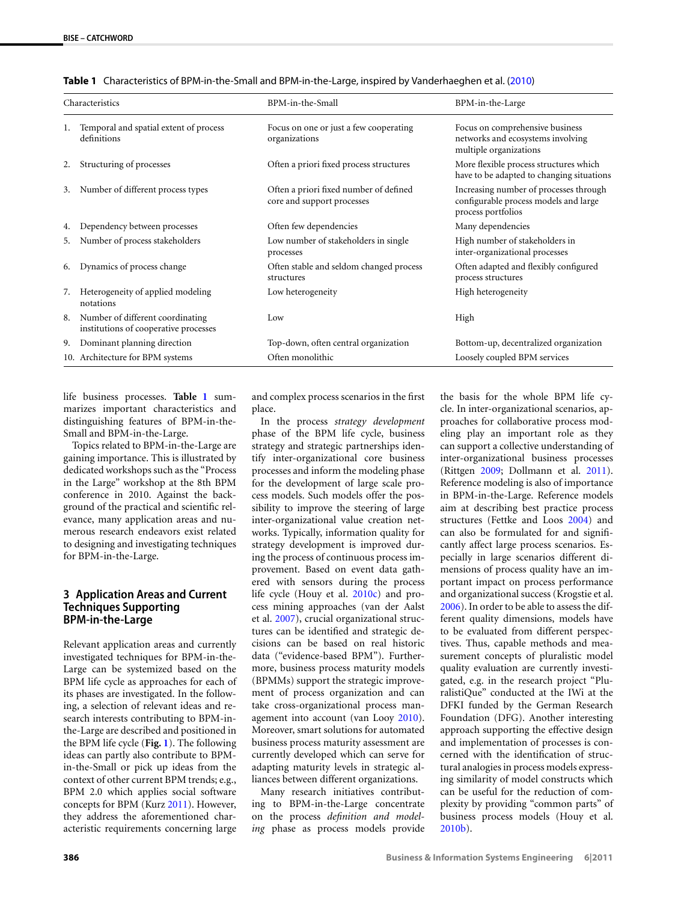**Table 1** Characteristics of BPM-in-the-Small and BPM-in-the-Large, inspired by Vanderhaeghen et al. (2010)

| Characteristics | BPM-in-the-Small | BPM-in-the-Large |
|---|---|---|
| 1. Temporal and spatial extent of process definitions | Focus on one or just a few cooperating organizations | Focus on comprehensive business networks and ecosystems involving multiple organizations |
| 2. Structuring of processes | Often a priori fixed process structures | More flexible process structures which have to be adapted to changing situations |
| 3. Number of different process types | Often a priori fixed number of defined core and support processes | Increasing number of processes through configurable process models and large process portfolios |
| 4. Dependency between processes | Often few dependencies | Many dependencies |
| 5. Number of process stakeholders | Low number of stakeholders in single processes | High number of stakeholders in inter-organizational processes |
| 6. Dynamics of process change | Often stable and seldom changed process structures | Often adapted and flexibly configured process structures |
| 7. Heterogeneity of applied modeling notations | Low heterogeneity | High heterogeneity |
| 8. Number of different coordinating institutions of cooperative processes | Low | High |
| 9. Dominant planning direction | Top-down, often central organization | Bottom-up, decentralized organization |
| 10. Architecture for BPM systems | Often monolithic | Loosely coupled BPM services |

life business processes. **Table 1** summarizes important characteristics and distinguishing features of BPM-in-the-Small and BPM-in-the-Large.

Topics related to BPM-in-the-Large are gaining importance. This is illustrated by dedicated workshops such as the "Process in the Large" workshop at the 8th BPM conference in 2010. Against the background of the practical and scientific relevance, many application areas and numerous research endeavors exist related to designing and investigating techniques for BPM-in-the-Large.

## 3 Application Areas and Current Techniques Supporting BPM-in-the-Large

Relevant application areas and currently investigated techniques for BPM-in-the-Large can be systemized based on the BPM life cycle as approaches for each of its phases are investigated. In the following, a selection of relevant ideas and research interests contributing to BPM-in-the-Large are described and positioned in the BPM life cycle (**Fig. 1**). The following ideas can partly also contribute to BPM-in-the-Small or pick up ideas from the context of other current BPM trends; e.g., BPM 2.0 which applies social software concepts for BPM (Kurz 2011). However, they address the aforementioned characteristic requirements concerning large and complex process scenarios in the first place.

In the process *strategy development* phase of the BPM life cycle, business strategy and strategic partnerships identify inter-organizational core business processes and inform the modeling phase for the development of large scale process models. Such models offer the possibility to improve the steering of large inter-organizational value creation networks. Typically, information quality for strategy development is improved during the process of continuous process improvement. Based on event data gathered with sensors during the process life cycle (Houy et al. 2010c) and process mining approaches (van der Aalst et al. 2007), crucial organizational structures can be identified and strategic decisions can be based on real historic data ("evidence-based BPM"). Furthermore, business process maturity models (BPMMs) support the strategic improvement of process organization and can take cross-organizational process management into account (van Looy 2010). Moreover, smart solutions for automated business process maturity assessment are currently developed which can serve for adapting maturity levels in strategic alliances between different organizations.

Many research initiatives contributing to BPM-in-the-Large concentrate on the process *definition and modeling* phase as process models provide the basis for the whole BPM life cycle. In inter-organizational scenarios, approaches for collaborative process modeling play an important role as they can support a collective understanding of inter-organizational business processes (Rittgen 2009; Dollmann et al. 2011). Reference modeling is also of importance in BPM-in-the-Large. Reference models aim at describing best practice process structures (Fettke and Loos 2004) and can also be formulated for and significantly affect large process scenarios. Especially in large scenarios different dimensions of process quality have an important impact on process performance and organizational success (Krogstie et al. 2006). In order to be able to assess the different quality dimensions, models have to be evaluated from different perspectives. Thus, capable methods and measurement concepts of pluralistic model quality evaluation are currently investigated, e.g. in the research project "PluralistiQue" conducted at the IWi at the DFKI funded by the German Research Foundation (DFG). Another interesting approach supporting the effective design and implementation of processes is concerned with the identification of structural analogies in process models expressing similarity of model constructs which can be useful for the reduction of complexity by providing "common parts" of business process models (Houy et al. 2010b).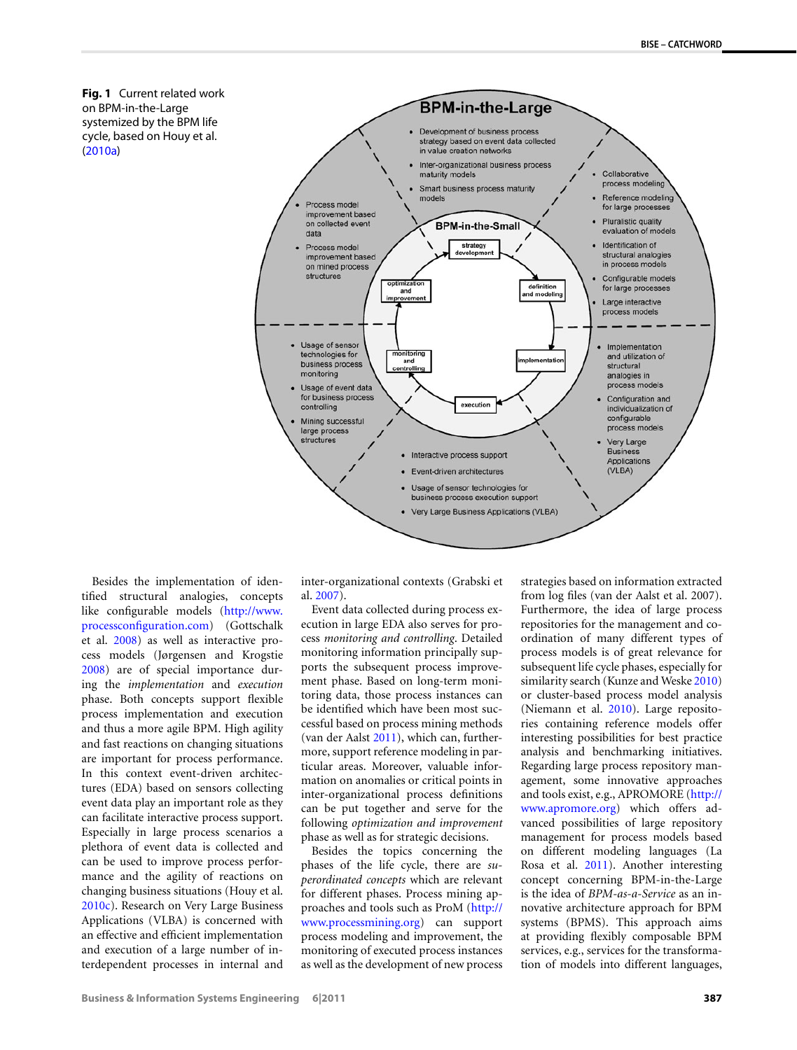**Fig. 1** Current related work on BPM-in-the-Large systemized by the BPM life cycle, based on Houy et al. (2010a)

Besides the implementation of identified structural analogies, concepts like configurable models (http://www.processconfiguration.com) (Gottschalk et al. 2008) as well as interactive process models (Jørgensen and Krogstie 2008) are of special importance during the *implementation* and *execution* phase. Both concepts support flexible process implementation and execution and thus a more agile BPM. High agility and fast reactions on changing situations are important for process performance. In this context event-driven architectures (EDA) based on sensors collecting event data play an important role as they can facilitate interactive process support. Especially in large process scenarios a plethora of event data is collected and can be used to improve process performance and the agility of reactions on changing business situations (Houy et al. 2010c). Research on Very Large Business Applications (VLBA) is concerned with an effective and efficient implementation and execution of a large number of interdependent processes in internal and inter-organizational contexts (Grabski et al. 2007).

Event data collected during process execution in large EDA also serves for process *monitoring and controlling*. Detailed monitoring information principally supports the subsequent process improvement phase. Based on long-term monitoring data, those process instances can be identified which have been most successful based on process mining methods (van der Aalst 2011), which can, furthermore, support reference modeling in particular areas. Moreover, valuable information on anomalies or critical points in inter-organizational process definitions can be put together and serve for the following *optimization and improvement* phase as well as for strategic decisions.

Besides the topics concerning the phases of the life cycle, there are *superordinated concepts* which are relevant for different phases. Process mining approaches and tools such as ProM (http://www.processmining.org) can support process modeling and improvement, the monitoring of executed process instances as well as the development of new process strategies based on information extracted from log files (van der Aalst et al. 2007). Furthermore, the idea of large process repositories for the management and coordination of many different types of process models is of great relevance for subsequent life cycle phases, especially for similarity search (Kunze and Weske 2010) or cluster-based process model analysis (Niemann et al. 2010). Large repositories containing reference models offer interesting possibilities for best practice analysis and benchmarking initiatives. Regarding large process repository management, some innovative approaches and tools exist, e.g., APROMORE (http://www.apromore.org) which offers advanced possibilities of large repository management for process models based on different modeling languages (La Rosa et al. 2011). Another interesting concept concerning BPM-in-the-Large is the idea of *BPM-as-a-Service* as an innovative architecture approach for BPM systems (BPMS). This approach aims at providing flexibly composable BPM services, e.g., services for the transformation of models into different languages,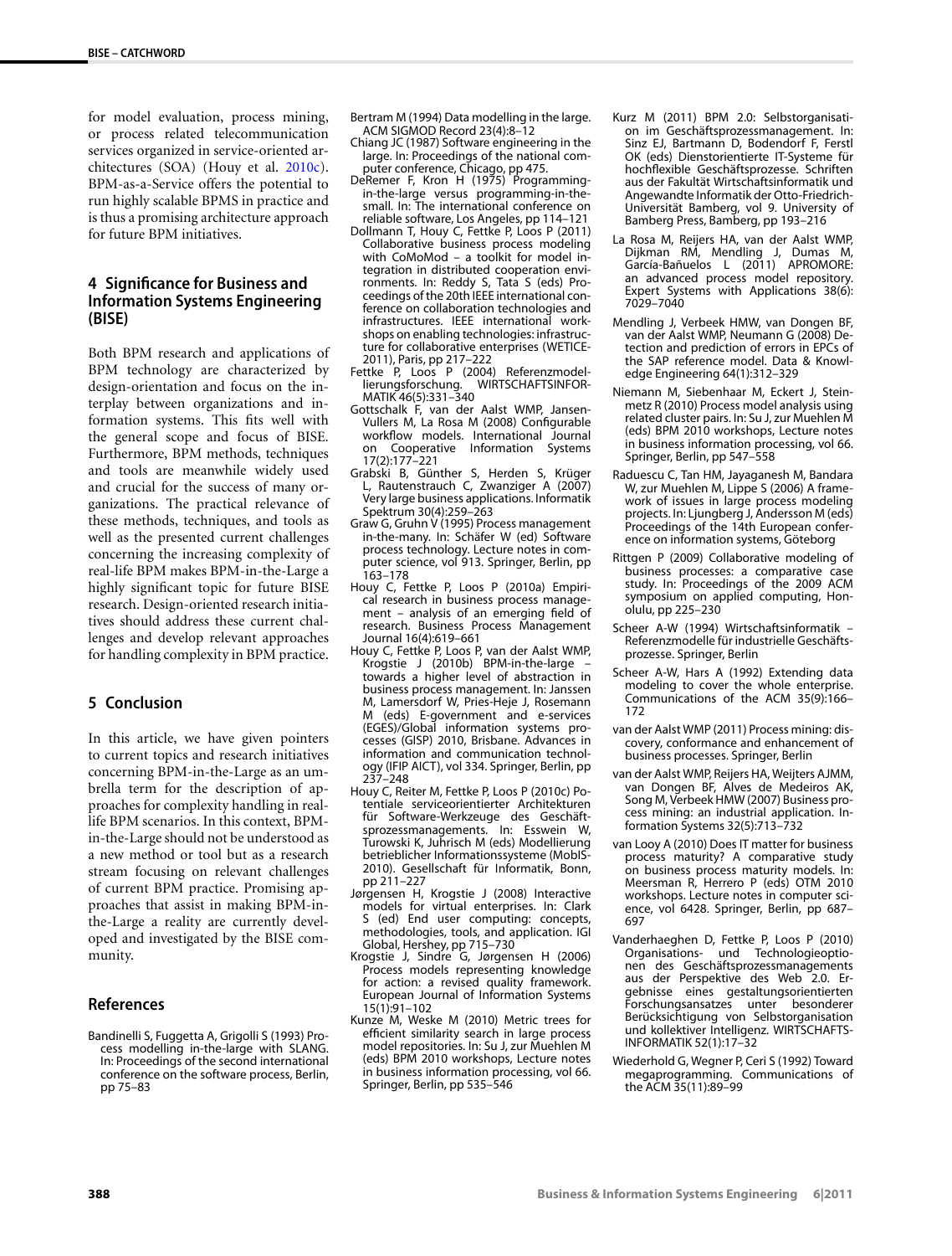for model evaluation, process mining, or process related telecommunication services organized in service-oriented architectures (SOA) (Houy et al. 2010c). BPM-as-a-Service offers the potential to run highly scalable BPMS in practice and is thus a promising architecture approach for future BPM initiatives.

## 4 Significance for Business and Information Systems Engineering (BISE)

Both BPM research and applications of BPM technology are characterized by design-orientation and focus on the interplay between organizations and information systems. This fits well with the general scope and focus of BISE. Furthermore, BPM methods, techniques and tools are meanwhile widely used and crucial for the success of many organizations. The practical relevance of these methods, techniques, and tools as well as the presented current challenges concerning the increasing complexity of real-life BPM makes BPM-in-the-Large a highly significant topic for future BISE research. Design-oriented research initiatives should address these current challenges and develop relevant approaches for handling complexity in BPM practice.

## 5 Conclusion

In this article, we have given pointers to current topics and research initiatives concerning BPM-in-the-Large as an umbrella term for the description of approaches for complexity handling in real-life BPM scenarios. In this context, BPM-in-the-Large should not be understood as a new method or tool but as a research stream focusing on relevant challenges of current BPM practice. Promising approaches that assist in making BPM-in-the-Large a reality are currently developed and investigated by the BISE community.

## References

Bandinelli S, Fuggetta A, Grigolli S (1993) Process modelling in-the-large with SLANG. In: Proceedings of the second international conference on the software process, Berlin, pp 75–83

Bertram M (1994) Data modelling in the large. ACM SIGMOD Record 23(4):8–12

Chiang JC (1987) Software engineering in the large. In: Proceedings of the national computer conference, Chicago, pp 475.

DeRemer F, Kron H (1975) Programming-in-the-large versus programming-in-the-small. In: The international conference on reliable software, Los Angeles, pp 114–121

Dollmann T, Houy C, Fettke P, Loos P (2011) Collaborative business process modeling with CoMoMod – a toolkit for model integration in distributed cooperation environments. In: Reddy S, Tata S (eds) Proceedings of the 20th IEEE international conference on collaboration technologies and infrastructures. IEEE international workshops on enabling technologies: infrastructure for collaborative enterprises (WETICE-2011), Paris, pp 217–222

Fettke P, Loos P (2004) Referenzmodellierungsforschung. WIRTSCHAFTSINFORMATIK 46(5):331–340

Gottschalk F, van der Aalst WMP, Jansen-Vullers M, La Rosa M (2008) Configurable workflow models. International Journal on Cooperative Information Systems 17(2):177–221

Grabski B, Günther S, Herden S, Krüger L, Rautenstrauch C, Zwanziger A (2007) Very large business applications. Informatik Spektrum 30(4):259–263

Graw G, Gruhn V (1995) Process management in-the-many. In: Schäfer W (ed) Software process technology. Lecture notes in computer science, vol 913. Springer, Berlin, pp 163–178

Houy C, Fettke P, Loos P (2010a) Empirical research in business process management – analysis of an emerging field of research. Business Process Management Journal 16(4):619–661

Houy C, Fettke P, Loos P, van der Aalst WMP, Krogstie J (2010b) BPM-in-the-large – towards a higher level of abstraction in business process management. In: Janssen M, Lamersdorf W, Pries-Heje J, Rosemann M (eds) E-government and e-services (EGES)/Global information systems processes (GISP) 2010, Brisbane. Advances in information and communication technology (IFIP AICT), vol 334. Springer, Berlin, pp 237–248

Houy C, Reiter M, Fettke P, Loos P (2010c) Potentiale serviceorientierter Architekturen für Software-Werkzeuge des Geschäftsprozessmanagements. In: Esswein W, Turowski K, Juhrisch M (eds) Modellierung betrieblicher Informationssysteme (MobIS-2010). Gesellschaft für Informatik, Bonn, pp 211–227

Jørgensen H, Krogstie J (2008) Interactive models for virtual enterprises. In: Clark S (ed) End user computing: concepts, methodologies, tools, and application. IGI Global, Hershey, pp 715–730

Krogstie J, Sindre G, Jørgensen H (2006) Process models representing knowledge for action: a revised quality framework. European Journal of Information Systems 15(1):91–102

Kunze M, Weske M (2010) Metric trees for efficient similarity search in large process model repositories. In: Su J, zur Muehlen M (eds) BPM 2010 workshops, Lecture notes in business information processing, vol 66. Springer, Berlin, pp 535–546

Kurz M (2011) BPM 2.0: Selbstorganisation im Geschäftsprozessmanagement. In: Sinz EJ, Bartmann D, Bodendorf F, Ferstl OK (eds) Dienstorientierte IT-Systeme für hochflexible Geschäftsprozesse. Schriften aus der Fakultät Wirtschaftsinformatik und Angewandte Informatik der Otto-Friedrich-Universität Bamberg, vol 9. University of Bamberg Press, Bamberg, pp 193–216

La Rosa M, Reijers HA, van der Aalst WMP, Dijkman RM, Mendling J, Dumas M, García-Bañuelos L (2011) APROMORE: an advanced process model repository. Expert Systems with Applications 38(6): 7029–7040

Mendling J, Verbeek HMW, van Dongen BF, van der Aalst WMP, Neumann G (2008) Detection and prediction of errors in EPCs of the SAP reference model. Data & Knowledge Engineering 64(1):312–329

Niemann M, Siebenhaar M, Eckert J, Steinmetz R (2010) Process model analysis using related cluster pairs. In: Su J, zur Muehlen M (eds) BPM 2010 workshops, Lecture notes in business information processing, vol 66. Springer, Berlin, pp 547–558

Raduescu C, Tan HM, Jayaganesh M, Bandara W, zur Muehlen M, Lippe S (2006) A framework of issues in large process modeling projects. In: Ljungberg J, Andersson M (eds) Proceedings of the 14th European conference on information systems, Göteborg

Rittgen P (2009) Collaborative modeling of business processes: a comparative case study. In: Proceedings of the 2009 ACM symposium on applied computing, Honolulu, pp 225–230

Scheer A-W (1994) Wirtschaftsinformatik – Referenzmodelle für industrielle Geschäftsprozesse. Springer, Berlin

Scheer A-W, Hars A (1992) Extending data modeling to cover the whole enterprise. Communications of the ACM 35(9):166–172

van der Aalst WMP (2011) Process mining: discovery, conformance and enhancement of business processes. Springer, Berlin

van der Aalst WMP, Reijers HA, Weijters AJMM, van Dongen BF, Alves de Medeiros AK, Song M, Verbeek HMW (2007) Business process mining: an industrial application. Information Systems 32(5):713–732

van Looy A (2010) Does IT matter for business process maturity? A comparative study on business process maturity models. In: Meersman R, Herrero P (eds) OTM 2010 workshops. Lecture notes in computer science, vol 6428. Springer, Berlin, pp 687–697

Vanderhaeghen D, Fettke P, Loos P (2010) Organisations- und Technologieoptionen des Geschäftsprozessmanagements aus der Perspektive des Web 2.0. Ergebnisse eines gestaltungsorientierten Forschungsansatzes unter besonderer Berücksichtigung von Selbstorganisation und kollektiver Intelligenz. WIRTSCHAFTSINFORMATIK 52(1):17–32

Wiederhold G, Wegner P, Ceri S (1992) Toward megaprogramming. Communications of the ACM 35(11):89–99